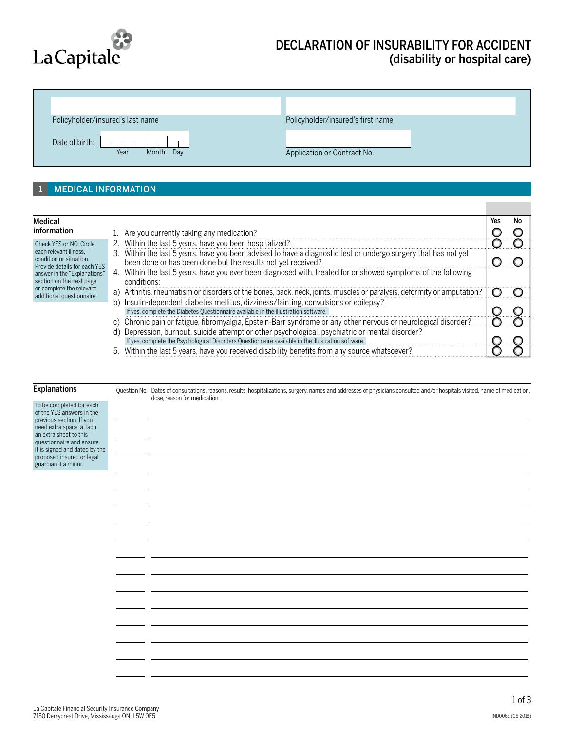La Capitale

# DECLARATION OF INSURABILITY FOR ACCIDENT (disability or hospital care)

| | |
|---|---|
| Policyholder/insured's last name: | Policyholder/insured's first name: |
| Date of birth: Year / Month / Day | Application or Contract No.: |

## 1 MEDICAL INFORMATION

**Medical information**

Check YES or NO. Circle each relevant illness, condition or situation. Provide details for each YES answer in the "Explanations" section on the next page or complete the relevant additional questionnaire.

| | Question | Yes | No |
|---|---|---|---|
| 1. | Are you currently taking any medication? | ◯ | ◯ |
| 2. | Within the last 5 years, have you been hospitalized? | ◯ | ◯ |
| 3. | Within the last 5 years, have you been advised to have a diagnostic test or undergo surgery that has not yet been done or has been done but the results not yet received? | ◯ | ◯ |
| 4. | Within the last 5 years, have you ever been diagnosed with, treated for or showed symptoms of the following conditions: | | |
| a) | Arthritis, rheumatism or disorders of the bones, back, neck, joints, muscles or paralysis, deformity or amputation? | ◯ | ◯ |
| b) | Insulin-dependent diabetes mellitus, dizziness/fainting, convulsions or epilepsy? *If yes, complete the Diabetes Questionnaire available in the illustration software.* | ◯ | ◯ |
| c) | Chronic pain or fatigue, fibromyalgia, Epstein-Barr syndrome or any other nervous or neurological disorder? | ◯ | ◯ |
| d) | Depression, burnout, suicide attempt or other psychological, psychiatric or mental disorder? *If yes, complete the Psychological Disorders Questionnaire available in the illustration software.* | ◯ | ◯ |
| 5. | Within the last 5 years, have you received disability benefits from any source whatsoever? | ◯ | ◯ |

**Explanations**

To be completed for each of the YES answers in the previous section. If you need extra space, attach an extra sheet to this questionnaire and ensure it is signed and dated by the proposed insured or legal guardian if a minor.

| Question No. | Dates of consultations, reasons, results, hospitalizations, surgery, names and addresses of physicians consulted and/or hospitals visited, name of medication, dose, reason for medication. |
|---|---|
| | |
| | |
| | |
| | |
| | |
| | |
| | |
| | |
| | |
| | |
| | |
| | |
| | |
| | |
| | |

La Capitale Financial Security Insurance Company
7150 Derrycrest Drive, Mississauga ON L5W 0E5

IND006E (06-2018)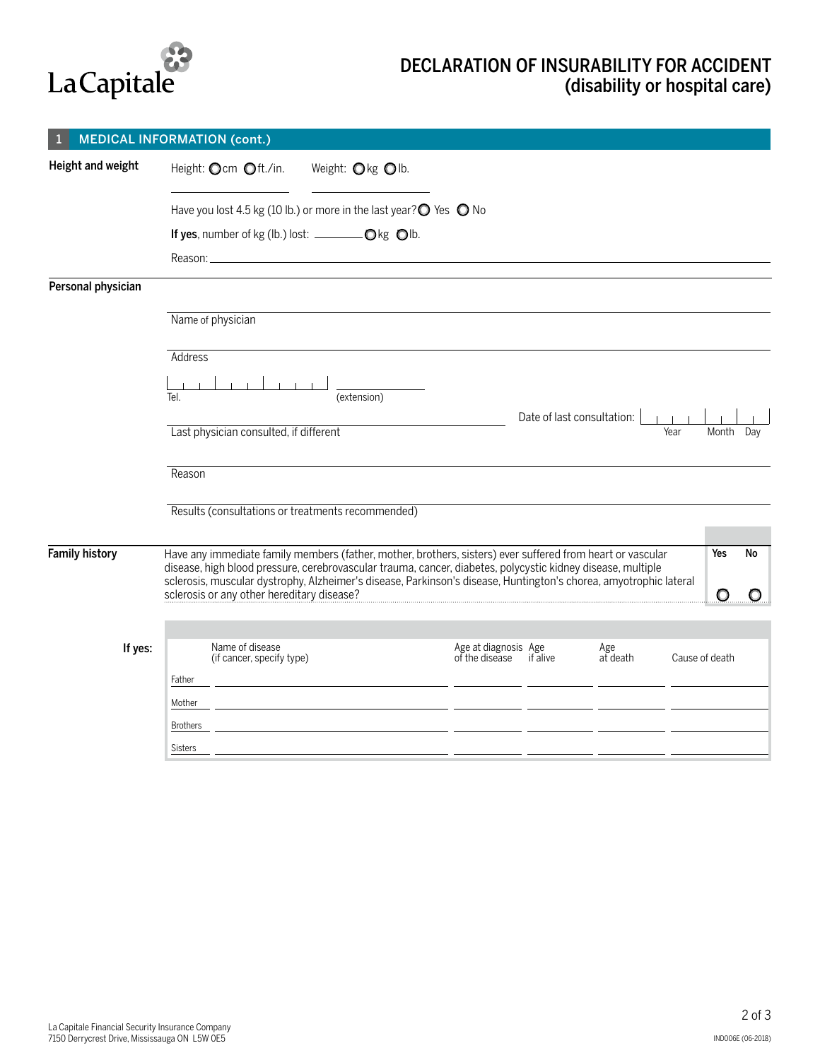# DECLARATION OF INSURABILITY FOR ACCIDENT (disability or hospital care)

## 1 MEDICAL INFORMATION (cont.)

**Height and weight**

Height: ○ cm ○ ft./in. ______ Weight: ○ kg ○ lb. ______

Have you lost 4.5 kg (10 lb.) or more in the last year? ○ Yes ○ No

**If yes**, number of kg (lb.) lost: ________ ○ kg ○ lb.

Reason: ____________________

**Personal physician**

Name of physician ____________________

Address ____________________

Tel. ____________________ (extension) ________

Last physician consulted, if different ____________________

Date of last consultation: Year ____ Month ____ Day ____

Reason ____________________

Results (consultations or treatments recommended) ____________________

**Family history**

| | Yes | No |
|---|---|---|
| Have any immediate family members (father, mother, brothers, sisters) ever suffered from heart or vascular disease, high blood pressure, cerebrovascular trauma, cancer, diabetes, polycystic kidney disease, multiple sclerosis, muscular dystrophy, Alzheimer's disease, Parkinson's disease, Huntington's chorea, amyotrophic lateral sclerosis or any other hereditary disease? | ○ | ○ |

**If yes:**

| | Name of disease (if cancer, specify type) | Age at diagnosis of the disease | Age if alive | Age at death | Cause of death |
|---|---|---|---|---|---|
| Father | | | | | |
| Mother | | | | | |
| Brothers | | | | | |
| Sisters | | | | | |

La Capitale Financial Security Insurance Company
7150 Derrycrest Drive, Mississauga ON L5W 0E5

IND006E (06-2018)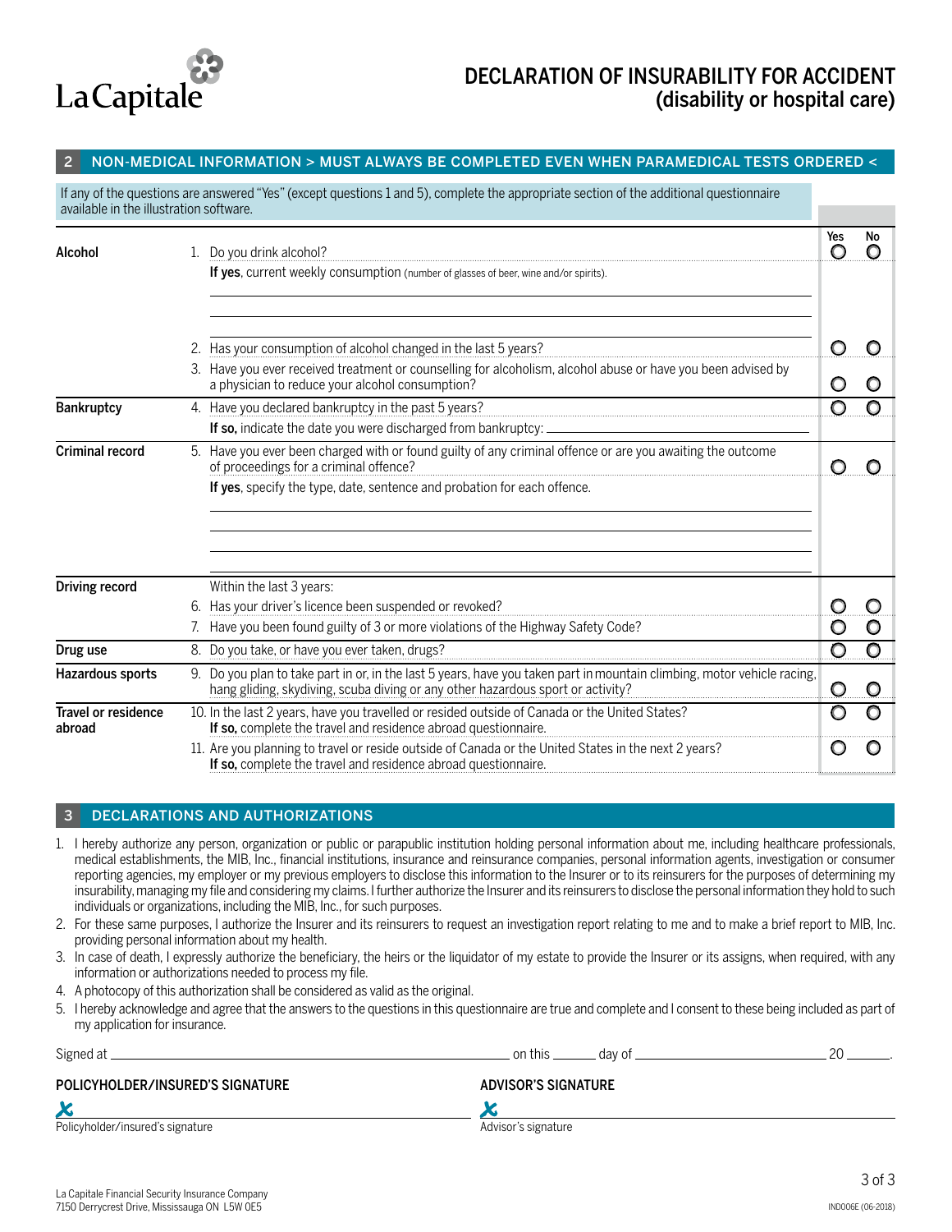# DECLARATION OF INSURABILITY FOR ACCIDENT (disability or hospital care)

## 2 NON-MEDICAL INFORMATION > MUST ALWAYS BE COMPLETED EVEN WHEN PARAMEDICAL TESTS ORDERED <

If any of the questions are answered "Yes" (except questions 1 and 5), complete the appropriate section of the additional questionnaire available in the illustration software.

| | | Yes | No |
|---|---|---|---|
| **Alcohol** | 1. Do you drink alcohol? | ○ | ○ |
| | **If yes**, current weekly consumption (number of glasses of beer, wine and/or spirits). | | |
| | 2. Has your consumption of alcohol changed in the last 5 years? | ○ | ○ |
| | 3. Have you ever received treatment or counselling for alcoholism, alcohol abuse or have you been advised by a physician to reduce your alcohol consumption? | ○ | ○ |
| **Bankruptcy** | 4. Have you declared bankruptcy in the past 5 years? | ○ | ○ |
| | **If so,** indicate the date you were discharged from bankruptcy: ______ | | |
| **Criminal record** | 5. Have you ever been charged with or found guilty of any criminal offence or are you awaiting the outcome of proceedings for a criminal offence? | ○ | ○ |
| | **If yes**, specify the type, date, sentence and probation for each offence. | | |
| **Driving record** | Within the last 3 years: | | |
| | 6. Has your driver's licence been suspended or revoked? | ○ | ○ |
| | 7. Have you been found guilty of 3 or more violations of the Highway Safety Code? | ○ | ○ |
| **Drug use** | 8. Do you take, or have you ever taken, drugs? | ○ | ○ |
| **Hazardous sports** | 9. Do you plan to take part in or, in the last 5 years, have you taken part in mountain climbing, motor vehicle racing, hang gliding, skydiving, scuba diving or any other hazardous sport or activity? | ○ | ○ |
| **Travel or residence abroad** | 10. In the last 2 years, have you travelled or resided outside of Canada or the United States? **If so,** complete the travel and residence abroad questionnaire. | ○ | ○ |
| | 11. Are you planning to travel or reside outside of Canada or the United States in the next 2 years? **If so,** complete the travel and residence abroad questionnaire. | ○ | ○ |

## 3 DECLARATIONS AND AUTHORIZATIONS

1. I hereby authorize any person, organization or public or parapublic institution holding personal information about me, including healthcare professionals, medical establishments, the MIB, Inc., financial institutions, insurance and reinsurance companies, personal information agents, investigation or consumer reporting agencies, my employer or my previous employers to disclose this information to the Insurer or to its reinsurers for the purposes of determining my insurability, managing my file and considering my claims. I further authorize the Insurer and its reinsurers to disclose the personal information they hold to such individuals or organizations, including the MIB, Inc., for such purposes.
2. For these same purposes, I authorize the Insurer and its reinsurers to request an investigation report relating to me and to make a brief report to MIB, Inc. providing personal information about my health.
3. In case of death, I expressly authorize the beneficiary, the heirs or the liquidator of my estate to provide the Insurer or its assigns, when required, with any information or authorizations needed to process my file.
4. A photocopy of this authorization shall be considered as valid as the original.
5. I hereby acknowledge and agree that the answers to the questions in this questionnaire are true and complete and I consent to these being included as part of my application for insurance.

Signed at ______________________ on this ______ day of ______________________ 20 ______.

**POLICYHOLDER/INSURED'S SIGNATURE**

X ______________________

Policyholder/insured's signature

**ADVISOR'S SIGNATURE**

X ______________________

Advisor's signature

La Capitale Financial Security Insurance Company
7150 Derrycrest Drive, Mississauga ON L5W 0E5

IND006E (06-2018)